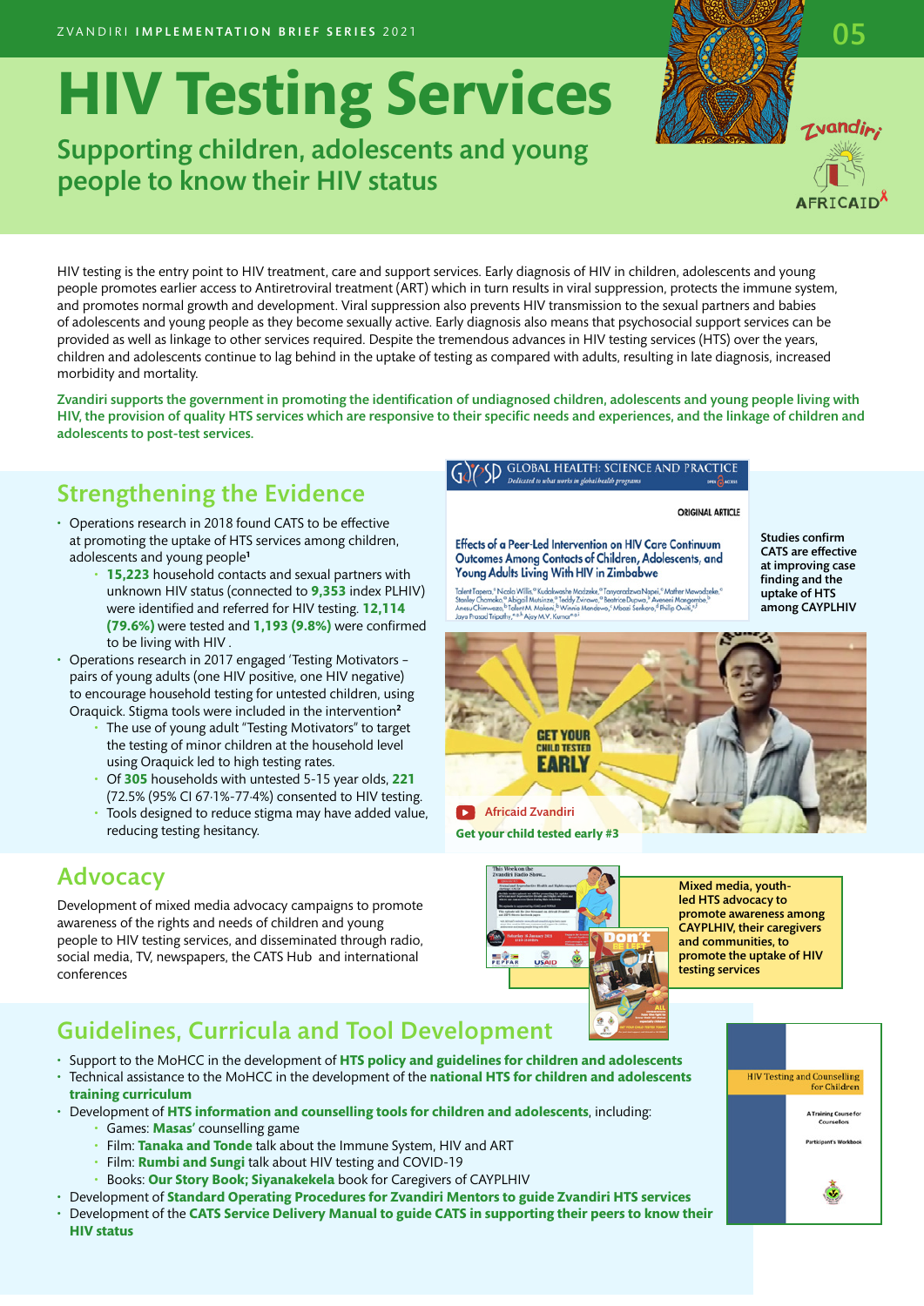ZVANDIRI **IMPLEMENTATION BRIEF SERIES** 2021

05

# HIV Testing Services

## Supporting children, adolescents and young people to know their HIV status

HIV testing is the entry point to HIV treatment, care and support services. Early diagnosis of HIV in children, adolescents and young people promotes earlier access to Antiretroviral treatment (ART) which in turn results in viral suppression, protects the immune system, and promotes normal growth and development. Viral suppression also prevents HIV transmission to the sexual partners and babies of adolescents and young people as they become sexually active. Early diagnosis also means that psychosocial support services can be provided as well as linkage to other services required. Despite the tremendous advances in HIV testing services (HTS) over the years, children and adolescents continue to lag behind in the uptake of testing as compared with adults, resulting in late diagnosis, increased morbidity and mortality.

**Zvandiri supports the government in promoting the identification of undiagnosed children, adolescents and young people living with HIV, the provision of quality HTS services which are responsive to their specific needs and experiences, and the linkage of children and adolescents to post-test services.**

## Strengthening the Evidence

- Operations research in 2018 found CATS to be effective at promoting the uptake of HTS services among children, adolescents and young people[1]
  - **15,223** household contacts and sexual partners with unknown HIV status (connected to **9,353** index PLHIV) were identified and referred for HIV testing. **12,114 (79.6%)** were tested and **1,193 (9.8%)** were confirmed to be living with HIV .
- Operations research in 2017 engaged 'Testing Motivators – pairs of young adults (one HIV positive, one HIV negative) to encourage household testing for untested children, using Oraquick. Stigma tools were included in the intervention[2]
  - The use of young adult "Testing Motivators" to target the testing of minor children at the household level using Oraquick led to high testing rates.
  - Of **305** households with untested 5-15 year olds, **221** (72.5% (95% CI 67·1%-77·4%) consented to HIV testing.
  - Tools designed to reduce stigma may have added value, reducing testing hesitancy.

GLOBAL HEALTH: SCIENCE AND PRACTICE

ORIGINAL ARTICLE

Effects of a Peer-Led Intervention on HIV Care Continuum Outcomes Among Contacts of Children, Adolescents, and Young Adults Living With HIV in Zimbabwe

**Studies confirm CATS are effective at improving case finding and the uptake of HTS among CAYPLHIV**

Africaid Zvandiri

**Get your child tested early #3**

## Advocacy

Development of mixed media advocacy campaigns to promote awareness of the rights and needs of children and young people to HIV testing services, and disseminated through radio, social media, TV, newspapers, the CATS Hub and international conferences

**Mixed media, youth-led HTS advocacy to promote awareness among CAYPLHIV, their caregivers and communities, to promote the uptake of HIV testing services**

## Guidelines, Curricula and Tool Development

- Support to the MoHCC in the development of **HTS policy and guidelines for children and adolescents**
- Technical assistance to the MoHCC in the development of the **national HTS for children and adolescents training curriculum**
- Development of **HTS information and counselling tools for children and adolescents**, including:
  - Games: **Masas'** counselling game
  - Film: **Tanaka and Tonde** talk about the Immune System, HIV and ART
  - Film: **Rumbi and Sungi** talk about HIV testing and COVID-19
  - Books: **Our Story Book; Siyanakekela** book for Caregivers of CAYPLHIV
- Development of **Standard Operating Procedures for Zvandiri Mentors to guide Zvandiri HTS services**
- Development of the **CATS Service Delivery Manual to guide CATS in supporting their peers to know their HIV status**

HIV Testing and Counselling for Children

A Training Course for Counsellors

Participant's Workbook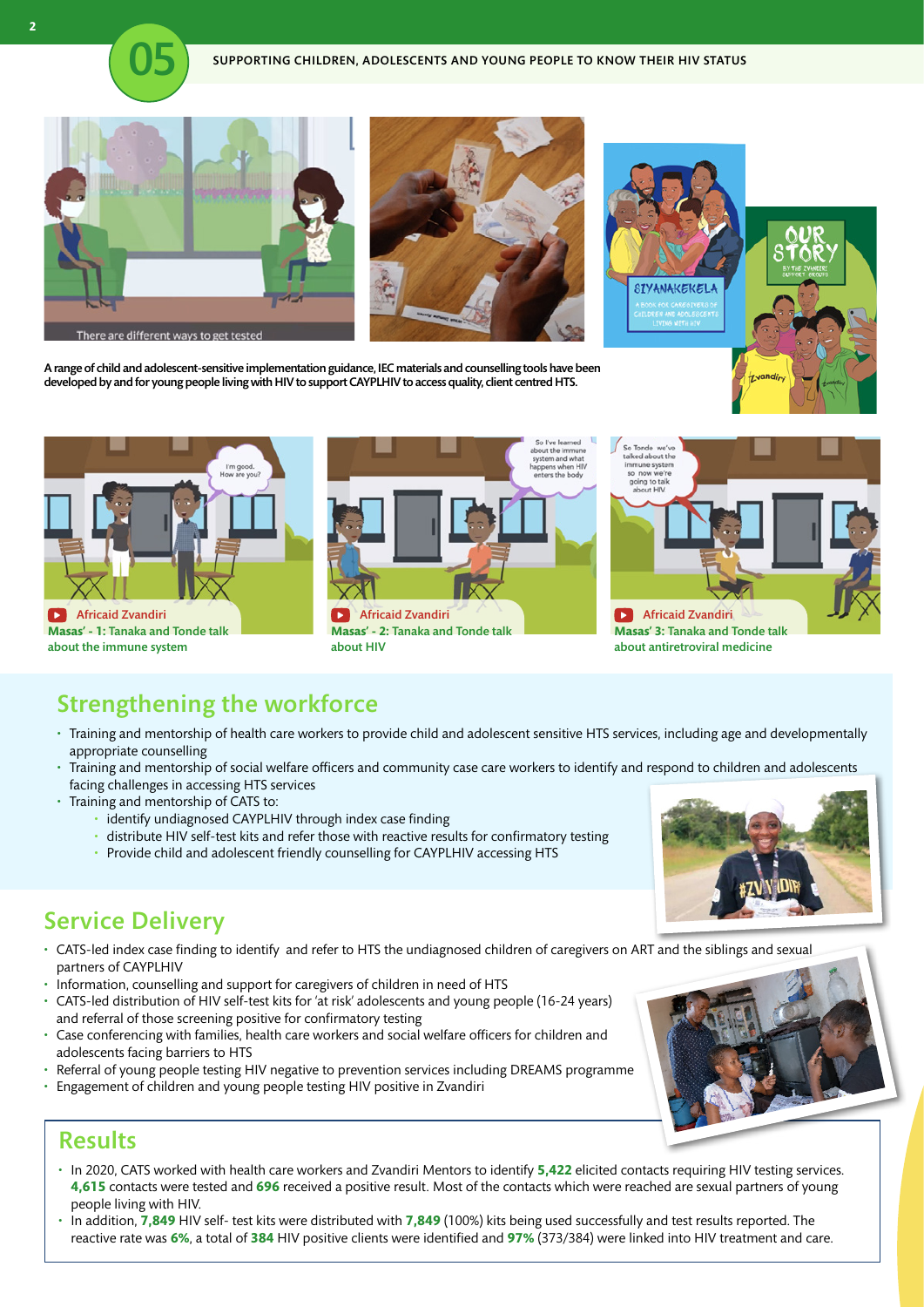# 05 SUPPORTING CHILDREN, ADOLESCENTS AND YOUNG PEOPLE TO KNOW THEIR HIV STATUS

A range of child and adolescent-sensitive implementation guidance, IEC materials and counselling tools have been developed by and for young people living with HIV to support CAYPLHIV to access quality, client centred HTS.

Africaid Zvandiri **Masas' - 1:** Tanaka and Tonde talk about the immune system

Africaid Zvandiri **Masas' - 2:** Tanaka and Tonde talk about HIV

Africaid Zvandiri **Masas' 3:** Tanaka and Tonde talk about antiretroviral medicine

## Strengthening the workforce

- Training and mentorship of health care workers to provide child and adolescent sensitive HTS services, including age and developmentally appropriate counselling
- Training and mentorship of social welfare officers and community case care workers to identify and respond to children and adolescents facing challenges in accessing HTS services
- Training and mentorship of CATS to:
  - identify undiagnosed CAYPLHIV through index case finding
  - distribute HIV self-test kits and refer those with reactive results for confirmatory testing
  - Provide child and adolescent friendly counselling for CAYPLHIV accessing HTS

## Service Delivery

- CATS-led index case finding to identify and refer to HTS the undiagnosed children of caregivers on ART and the siblings and sexual partners of CAYPLHIV
- Information, counselling and support for caregivers of children in need of HTS
- CATS-led distribution of HIV self-test kits for 'at risk' adolescents and young people (16-24 years) and referral of those screening positive for confirmatory testing
- Case conferencing with families, health care workers and social welfare officers for children and adolescents facing barriers to HTS
- Referral of young people testing HIV negative to prevention services including DREAMS programme
- Engagement of children and young people testing HIV positive in Zvandiri

## Results

- In 2020, CATS worked with health care workers and Zvandiri Mentors to identify **5,422** elicited contacts requiring HIV testing services. **4,615** contacts were tested and **696** received a positive result. Most of the contacts which were reached are sexual partners of young people living with HIV.
- In addition, **7,849** HIV self- test kits were distributed with **7,849** (100%) kits being used successfully and test results reported. The reactive rate was **6%**, a total of **384** HIV positive clients were identified and **97%** (373/384) were linked into HIV treatment and care.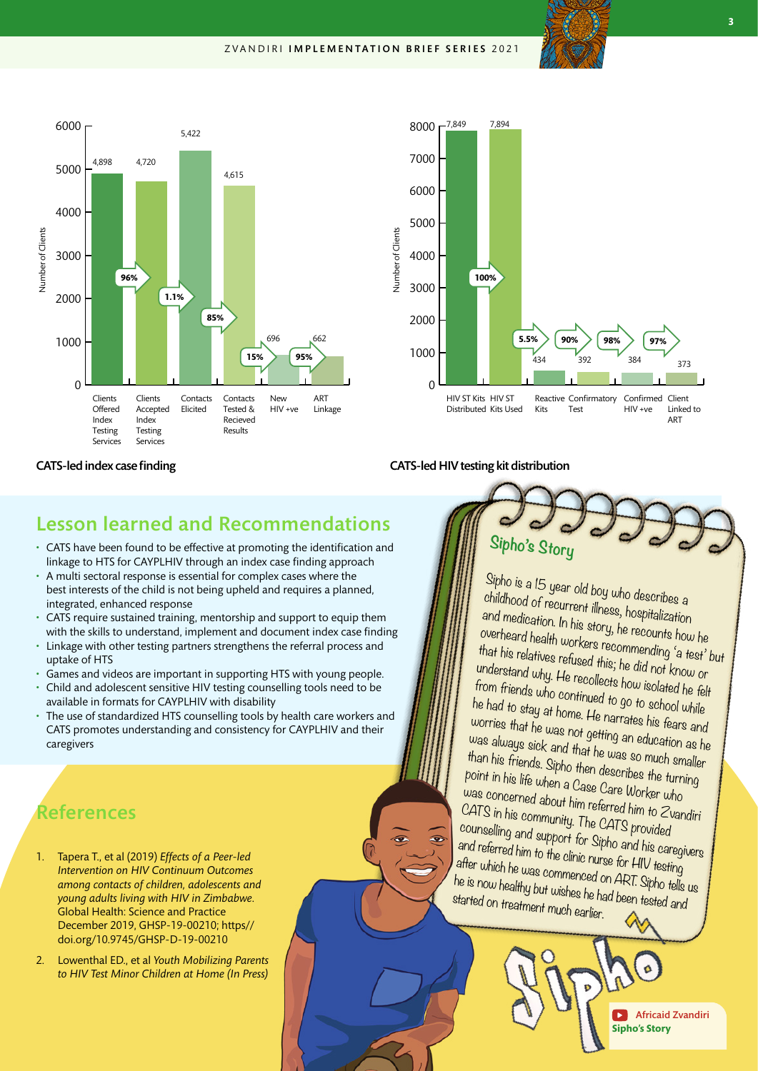6000
5000
4000
3000
2000
1000
0

Number of Clients

4,898
4,720
5,422
4,615
696
662

96%
1.1%
85%
15%
95%

Clients Offered Index Testing Services
Clients Accepted Index Testing Services
Contacts Elicited
Contacts Tested & Recieved Results
New HIV +ve
ART Linkage

**CATS-led index case finding**

8000
7000
6000
5000
4000
3000
2000
1000
0

Number of Clients

7,849
7,894
434
392
384
373

100%
5.5%
90%
98%
97%

HIV ST Kits Distributed
HIV ST Kits Used
Reactive Kits
Confirmatory Test
Confirmed HIV +ve
Client Linked to ART

**CATS-led HIV testing kit distribution**

## Lesson learned and Recommendations

- CATS have been found to be effective at promoting the identification and linkage to HTS for CAYPLHIV through an index case finding approach
- A multi sectoral response is essential for complex cases where the best interests of the child is not being upheld and requires a planned, integrated, enhanced response
- CATS require sustained training, mentorship and support to equip them with the skills to understand, implement and document index case finding
- Linkage with other testing partners strengthens the referral process and uptake of HTS
- Games and videos are important in supporting HTS with young people.
- Child and adolescent sensitive HIV testing counselling tools need to be available in formats for CAYPLHIV with disability
- The use of standardized HTS counselling tools by health care workers and CATS promotes understanding and consistency for CAYPLHIV and their caregivers

## Sipho's Story

Sipho is a 15 year old boy who describes a childhood of recurrent illness, hospitalization and medication. In his story, he recounts how he overheard health workers recommending 'a test' but that his relatives refused this; he did not know or understand why. He recollects how isolated he felt from friends who continued to go to school while he had to stay at home. He narrates his fears and worries that he was not getting an education as he was always sick and that he was so much smaller than his friends. Sipho then describes the turning point in his life when a Case Care Worker who was concerned about him referred him to Zvandiri CATS in his community. The CATS provided counselling and support for Sipho and his caregivers and referred him to the clinic nurse for HIV testing after which he was commenced on ART. Sipho tells us he is now healthy but wishes he had been tested and started on treatment much earlier.

Sipho

Africaid Zvandiri
Sipho's Story

## References

1. Tapera T., et al (2019) *Effects of a Peer-led Intervention on HIV Continuum Outcomes among contacts of children, adolescents and young adults living with HIV in Zimbabwe.* Global Health: Science and Practice December 2019, GHSP-19-00210; https// doi.org/10.9745/GHSP-D-19-00210
2. Lowenthal ED., et al *Youth Mobilizing Parents to HIV Test Minor Children at Home (In Press)*